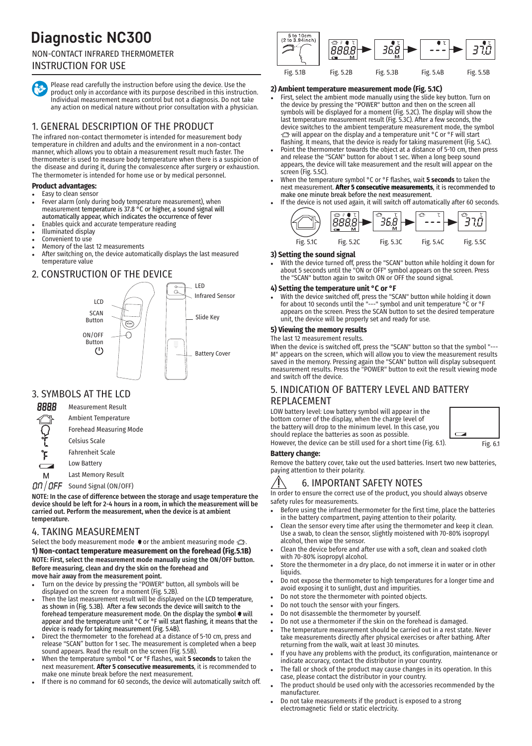# Diagnostic NC300

NON-CONTACT INFRARED THERMOMETER

INSTRUCTION FOR USE

Please read carefully the instruction before using the device. Use the product only in accordance with its purpose described in this instruction. Individual measurement means control but not a diagnosis. Do not take any action on medical nature without prior consultation with a physician.

## 1. GENERAL DESCRIPTION OF THE PRODUCT

The infrared non-contact thermometer is intended for measurement body temperature in children and adults and the environment in a non-contact manner, which allows you to obtain a measurement result much faster. The thermometer is used to measure body temperature when there is a suspicion of the disease and during it, during the convalescence after surgery or exhaustion. The thermometer is intended for home use or by medical personnel.

**Product advantages:**

- Easy to clean sensor
- Fever alarm (only during body temperature measurement), when measurement temperature is 37.8 °C or higher, a sound signal will automatically appear, which indicates the occurrence of fever
- Enables quick and accurate temperature reading
- Illuminated display
- Convenient to use
- Memory of the last 12 measurements
- After switching on, the device automatically displays the last measured temperature value

## 2. CONSTRUCTION OF THE DEVICE

LCD, SCAN Button, ON/OFF Button, LED, Infrared Sensor, Slide Key, Battery Cover

## 3. SYMBOLS AT THE LCD

| Symbol | Meaning |
|---|---|
| 8888 | Measurement Result |
| (house) | Ambient Temperature |
| (head) | Forehead Measuring Mode |
| °C | Celsius Scale |
| °F | Fahrenheit Scale |
| (battery) | Low Battery |
| M | Last Memory Result |
| ON / OFF | Sound Signal (ON/OFF) |

**NOTE: In the case of difference between the storage and usage temperature the device should be left for 2-4 hours in a room, in which the measurement will be carried out. Perform the measurement, when the device is at ambient temperature.**

## 4. TAKING MEASUREMENT

Select the body measurement mode or the ambient measuring mode.

### 1) Non-contact temperature measurement on the forehead (Fig.5.1B)

**NOTE: First, select the measurement mode manually using the ON/OFF button. Before measuring, clean and dry the skin on the forehead and move hair away from the measurement point.**

- Turn on the device by pressing the "POWER" button, all symbols will be displayed on the screen for a moment (Fig. 5.2B).
- Then the last measurement result will be displayed on the LCD temperature, as shown in (Fig. 5.3B). After a few seconds the device will switch to the forehead temperature measurement mode. On the display the symbol will appear and the temperature unit °C or °F will start flashing, it means that the device is ready for taking measurement (Fig. 5.4B).
- Direct the thermometer to the forehead at a distance of 5-10 cm, press and release "SCAN" button for 1 sec. The measurement is completed when a beep sound appears. Read the result on the screen (Fig. 5.5B).
- When the temperature symbol °C or °F flashes, wait **5 seconds** to taken the next measurement. **After 5 consecutive measurements**, it is recommended to make one minute break before the next measurement.
- If there is no command for 60 seconds, the device will automatically switch off.

5 to 10cm (2 to 3.94inch)

Fig. 5.1B Fig. 5.2B Fig. 5.3B Fig. 5.4B Fig. 5.5B

### 2) Ambient temperature measurement mode (Fig. 5.1C)

- First, select the ambient mode manually using the slide key button. Turn on the device by pressing the "POWER" button and then on the screen all symbols will be displayed for a moment (Fig. 5.2C). The display will show the last temperature measurement result (Fig. 5.3C). After a few seconds, the device switches to the ambient temperature measurement mode, the symbol will appear on the display and a temperature unit °C or °F will start flashing. It means, that the device is ready for taking masurement (Fig. 5.4C).
- Point the thermometer towards the object at a distance of 5-10 cm, then press and release the "SCAN" button for about 1 sec. When a long beep sound appears, the device will take measurement and the result will appear on the screen (Fig. 5.5C).
- When the temperature symbol °C or °F flashes, wait **5 seconds** to taken the next measurement. **After 5 consecutive measurements**, it is recommended to make one minute break before the next measurement.
- If the device is not used again, it will switch off automatically after 60 seconds.

Fig. 5.1C Fig. 5.2C Fig. 5.3C Fig. 5.4C Fig. 5.5C

### 3) Setting the sound signal

- With the device turned off, press the "SCAN" button while holding it down for about 5 seconds until the "ON or OFF" symbol appears on the screen. Press the "SCAN" button again to switch ON or OFF the sound signal.

### 4) Setting the temperature unit °C or °F

- With the device switched off, press the "SCAN" button while holding it down for about 10 seconds until the "---" symbol and unit temperature °C or °F appears on the screen. Press the SCAN button to set the desired temperature unit, the device will be properly set and ready for use.

### 5) Viewing the memory results

The last 12 measurement results.

When the device is switched off, press the "SCAN" button so that the symbol "--- M" appears on the screen, which will allow you to view the measurement results saved in the memory. Pressing again the "SCAN" button will display subsequent measurement results. Press the "POWER" button to exit the result viewing mode and switch off the device.

## 5. INDICATION OF BATTERY LEVEL AND BATTERY REPLACEMENT

LOW battery level: Low battery symbol will appear in the bottom corner of the display, when the charge level of the battery will drop to the minimum level. In this case, you should replace the batteries as soon as possible. However, the device can be still used for a short time (Fig. 6.1).

Fig. 6.1

**Battery change:**

Remove the battery cover, take out the used batteries. Insert two new batteries, paying attention to their polarity.

## 6. IMPORTANT SAFETY NOTES

In order to ensure the correct use of the product, you should always observe safety rules for measurements.

- Before using the infrared thermometer for the first time, place the batteries in the battery compartment, paying attention to their polarity.
- Clean the sensor every time after using the thermometer and keep it clean. Use a swab, to clean the sensor, slightly moistened with 70-80% isopropyl alcohol, then wipe the sensor.
- Clean the device before and after use with a soft, clean and soaked cloth with 70-80% isopropyl alcohol.
- Store the thermometer in a dry place, do not immerse it in water or in other liquids.
- Do not expose the thermometer to high temperatures for a longer time and avoid exposing it to sunlight, dust and impurities.
- Do not store the thermometer with pointed objects.
- Do not touch the sensor with your fingers.
- Do not disassemble the thermometer by yourself.
- Do not use a thermometer if the skin on the forehead is damaged.
- The temperature measurement should be carried out in a rest state. Never take measurements directly after physical exercises or after bathing. After returning from the walk, wait at least 30 minutes.
- If you have any problems with the product, its configuration, maintenance or indicate accuracy, contact the distributor in your country.
- The fall or shock of the product may cause changes in its operation. In this case, please contact the distributor in your country.
- The product should be used only with the accessories recommended by the manufacturer.
- Do not take measurements if the product is exposed to a strong electromagnetic field or static electricity.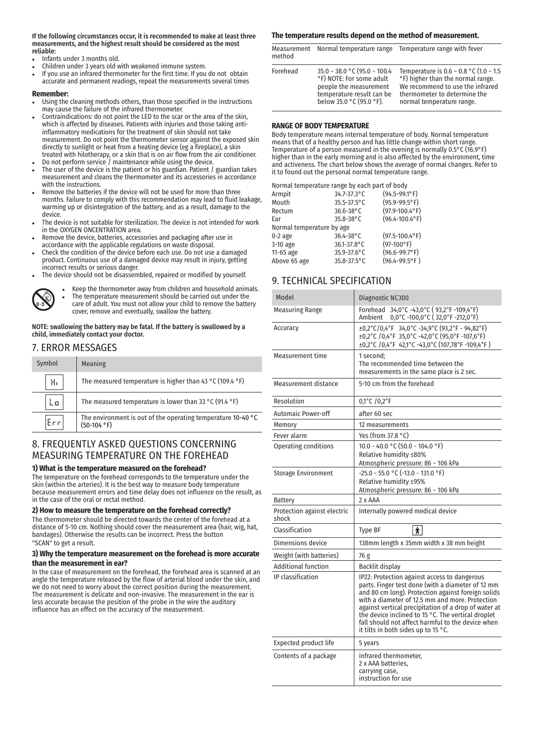**If the following circumstances occur, it is recommended to make at least three measurements, and the highest result should be considered as the most reliable:**

- Infants under 3 months old.
- Children under 3 years old with weakened immune system.
- If you use an infrared thermometer for the first time. If you do not obtain accurate and permanent readings, repeat the measurements several times

**Remember:**

- Using the cleaning methods others, than those specified in the instructions may cause the failure of the infrared thermometer.
- Contraindications: do not point the LED to the scar or the area of the skin, which is affected by diseases. Patients with injuries and those taking anti-inflammatory medications for the treatment of skin should not take measurement. Do not point the thermometer sensor against the exposed skin directly to sunlight or heat from a heating device (eg a fireplace), a skin treated with hilotherapy, or a skin that is on air flow from the air conditioner.
- Do not perform service / maintenance while using the device.
- The user of the device is the patient or his guardian. Patient / guardian takes measurement and cleans the thermometer and its accessories in accordance with the instructions.
- Remove the batteries if the device will not be used for more than three months. Failure to comply with this recommendation may lead to fluid leakage, warming up or disintegration of the battery, and as a result, damage to the device.
- The device is not suitable for sterilization. The device is not intended for work in the OXYGEN ONCENTRATION area.
- Remove the device, batteries, accessories and packaging after use in accordance with the applicable regulations on waste disposal.
- Check the condition of the device before each use. Do not use a damaged product. Continuous use of a damaged device may result in injury, getting incorrect results or serious danger.
- The device should not be disassembled, repaired or modified by yourself.

- Keep the thermometer away from children and household animals.
- The temperature measurement should be carried out under the care of adult. You must not allow your child to remove the battery cover, remove and eventually, swallow the battery.

**NOTE: swallowing the battery may be fatal. If the battery is swallowed by a child, immediately contact your doctor.**

## 7. ERROR MESSAGES

| Symbol | Meaning |
|---|---|
| Hi | The measured temperature is higher than 43 °C (109.4 °F) |
| Lo | The measured temperature is lower than 33 °C (91.4 °F) |
| Err | The environment is out of the operating temperature 10-40 °C (50-104 °F) |

## 8. FREQUENTLY ASKED QUESTIONS CONCERNING MEASURING TEMPERATURE ON THE FOREHEAD

**1) What is the temperature measured on the forehead?**

The temperature on the forehead corresponds to the temperature under the skin (within the arteries). It is the best way to measure body temperature because measurement errors and time delay does not influence on the result, as in the case of the oral or rectal method.

**2) How to measure the temperature on the forehead correctly?**

The thermometer should be directed towards the center of the forehead at a distance of 5-10 cm. Nothing should cover the measurement area (hair, wig, hat, bandages). Otherwise the results can be incorrect. Press the button "SCAN" to get a result.

**3) Why the temperature measurement on the forehead is more accurate than the measurement in ear?**

In the case of measurement on the forehead, the forehead area is scanned at an angle the temperature released by the flow of arterial blood under the skin, and we do not need to worry about the correct position during the measurement. The measurement is delicate and non-invasive. The measurement in the ear is less accurate because the position of the probe in the wire the auditory influence has an effect on the accuracy of the measurement.

**The temperature results depend on the method of measurement.**

| Measurement method | Normal temperature range | Temperature range with fever |
|---|---|---|
| Forehead | 35.0 ~ 38.0 °C (95.0 ~ 100.4 °F) NOTE: For some adult people the measurement temperature result can be below 35.0 °C (95.0 °F). | Temperature is 0.6 ~ 0.8 °C (1.0 ~ 1.5 °F) higher than the normal range. We recommend to use the infrared thermometer to determine the normal temperature range. |

**RANGE OF BODY TEMPERATURE**

Body temperature means internal temperature of body. Normal temperature means that of a healthy person and has little change within short range. Temperature of a person measured in the evening is normally 0.5°C (16.9°F) higher than in the early morning and is also affected by the environment, time and activeness. The chart below shows the average of normal changes. Refer to it to found out the personal normal temperature range.

| Normal temperature range by each part of body | | |
|---|---|---|
| Armpit | 34.7-37.3°C | (94.5-99.1°F) |
| Mouth | 35.5-37.5°C | (95.9-99.5°F) |
| Rectum | 36.6-38°C | (97.9-100.4°F) |
| Ear | 35.8-38°C | (96.4-100.4°F) |
| **Normal temperature by age** | | |
| 0-2 age | 36.4-38°C | (97.5-100.4°F) |
| 3-10 age | 36.1-37.8°C | (97-100°F) |
| 11-65 age | 35.9-37.6°C | (96.6-99.7°F) |
| Above 65 age | 35.8-37.5°C | (96.4-99.5°F ) |

## 9. TECHNICAL SPECIFICATION

| Model | Diagnostic NC300 |
|---|---|
| Measuring Range | Forehead 34,0°C -43,0°C ( 93,2°F -109,4°F)<br>Ambient 0,0°C -100,0°C ( 32,0°F -212,0°F) |
| Accuracy | ±0,2°C/0,4°F 34,0°C -34,9°C (93,2°F - 94,82°F)<br>±0,2°C /0,4°F 35,0°C -42,0°C (95,0°F -107,6°F)<br>±0,2°C /0,4°F 42,1°C -43,0°C (107,78°F -109,4°F ) |
| Measurement time | 1 second;<br>The recommended time between the measurements in the same place is 2 sec. |
| Measurement distance | 5-10 cm from the forehead |
| Resolution | 0,1°C /0,2°F |
| Automaic Power-off | after 60 sec |
| Memory | 12 measurements |
| Fever alarm | Yes (from 37.8 °C) |
| Operating conditions | 10.0 - 40.0 °C (50.0 - 104.0 °F)<br>Relative humidity ≤80%<br>Atmospheric pressure: 86 ~ 106 kPa |
| Storage Environment | -25.0 - 55.0 °C (-13.0 - 131.0 °F)<br>Relative humidity ≤95%<br>Atmospheric pressure: 86 ~ 106 kPa |
| Battery | 2 x AAA |
| Protection against electric shock | Internally powered medical device |
| Classification | Type BF |
| Dimensions device | 138mm length x 35mm width x 38 mm height |
| Weight (with batteries) | 76 g |
| Additional function | Backlit display |
| IP classification | IP22: Protection against access to dangerous parts. Finger test done (with a diameter of 12 mm and 80 cm long). Protection against foreign solids with a diameter of 12.5 mm and more. Protection against vertical precipitation of a drop of water at the device inclined to 15 °C. The vertical droplet fall should not affect harmful to the device when it tilts in both sides up to 15 °C. |
| Expected product life | 5 years |
| Contents of a package | infrared thermometer,<br>2 x AAA batteries,<br>carrying case,<br>instruction for use |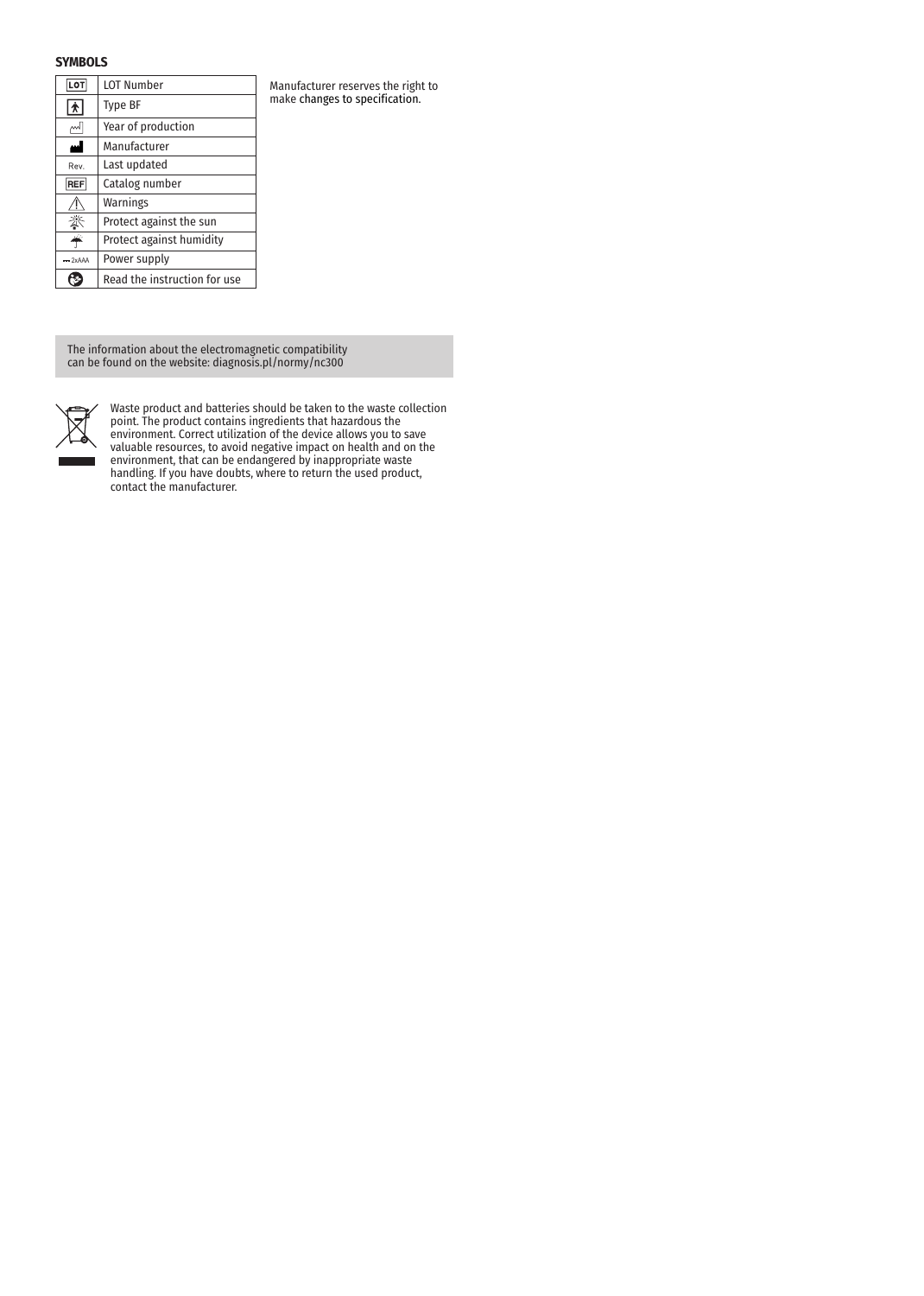**SYMBOLS**

| Symbol | Description |
| --- | --- |
| LOT | LOT Number |
| | Type BF |
| | Year of production |
| | Manufacturer |
| Rev. | Last updated |
| REF | Catalog number |
| | Warnings |
| | Protect against the sun |
| | Protect against humidity |
| 2xAAA | Power supply |
| | Read the instruction for use |

Manufacturer reserves the right to make changes to specification.

The information about the electromagnetic compatibility can be found on the website: diagnosis.pl/normy/nc300

Waste product and batteries should be taken to the waste collection point. The product contains ingredients that hazardous the environment. Correct utilization of the device allows you to save valuable resources, to avoid negative impact on health and on the environment, that can be endangered by inappropriate waste handling. If you have doubts, where to return the used product, contact the manufacturer.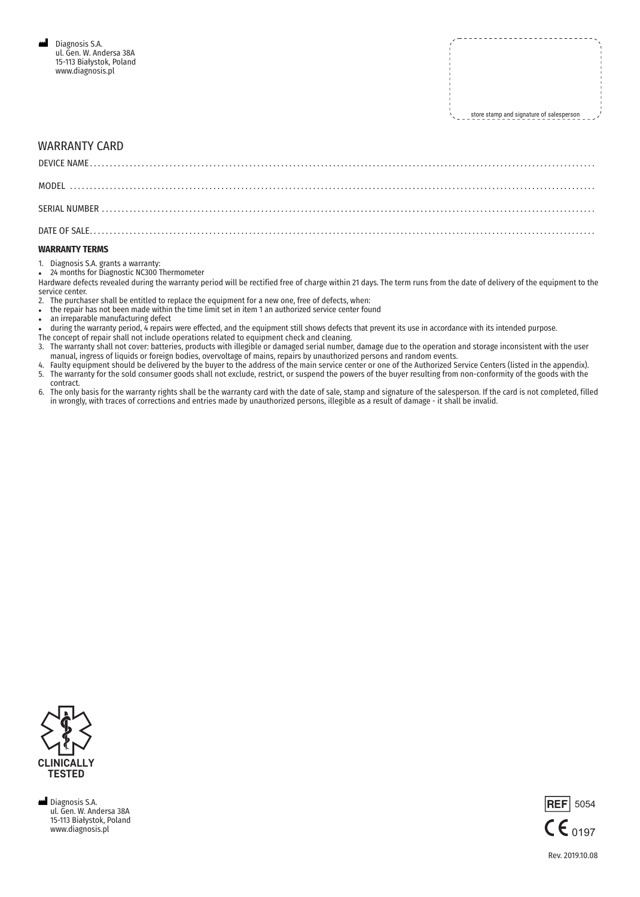Diagnosis S.A.
ul. Gen. W. Andersa 38A
15-113 Białystok, Poland
www.diagnosis.pl

store stamp and signature of salesperson

## WARRANTY CARD

DEVICE NAME........................................................................................................................

MODEL ..................................................................................................................................

SERIAL NUMBER ..................................................................................................................

DATE OF SALE.......................................................................................................................

**WARRANTY TERMS**

1. Diagnosis S.A. grants a warranty:
   - 24 months for Diagnostic NC300 Thermometer

Hardware defects revealed during the warranty period will be rectified free of charge within 21 days. The term runs from the date of delivery of the equipment to the service center.

2. The purchaser shall be entitled to replace the equipment for a new one, free of defects, when:
   - the repair has not been made within the time limit set in item 1 an authorized service center found
   - an irreparable manufacturing defect
   - during the warranty period, 4 repairs were effected, and the equipment still shows defects that prevent its use in accordance with its intended purpose.

The concept of repair shall not include operations related to equipment check and cleaning.

3. The warranty shall not cover: batteries, products with illegible or damaged serial number, damage due to the operation and storage inconsistent with the user manual, ingress of liquids or foreign bodies, overvoltage of mains, repairs by unauthorized persons and random events.
4. Faulty equipment should be delivered by the buyer to the address of the main service center or one of the Authorized Service Centers (listed in the appendix).
5. The warranty for the sold consumer goods shall not exclude, restrict, or suspend the powers of the buyer resulting from non-conformity of the goods with the contract.
6. The only basis for the warranty rights shall be the warranty card with the date of sale, stamp and signature of the salesperson. If the card is not completed, filled in wrongly, with traces of corrections and entries made by unauthorized persons, illegible as a result of damage - it shall be invalid.

CLINICALLY TESTED

Diagnosis S.A.
ul. Gen. W. Andersa 38A
15-113 Białystok, Poland
www.diagnosis.pl

REF 5054

CE 0197

Rev. 2019.10.08